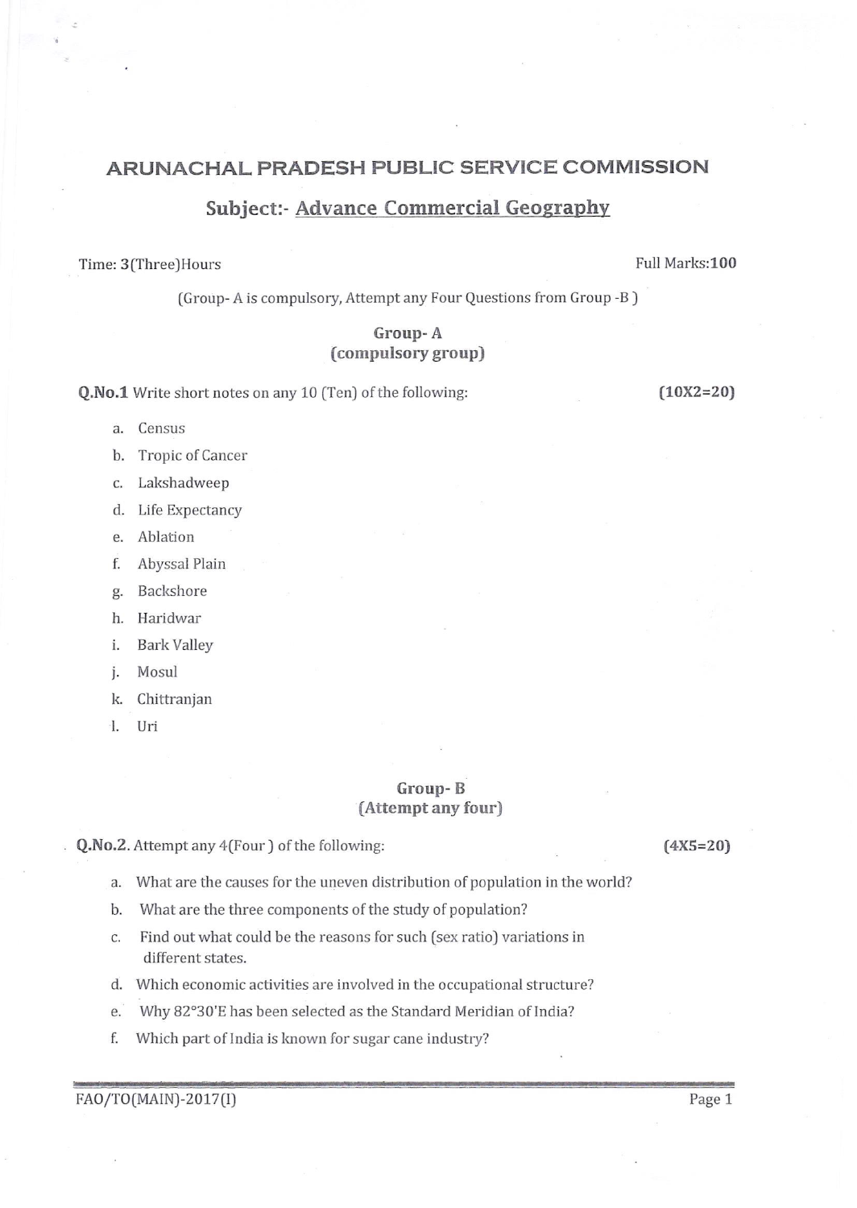# ARUNACHAL PRADESH PUBLIC SERVICE COMMISSION

## Subject:- Advance Commercial Geography

Time: 3(Three)Hours | Full Marks:**100**

(Group- A is compulsory, Attempt any Four Questions from Group -B )

### Group- A
### (compulsory group)

**Q.No.1** Write short notes on any 10 (Ten) of the following: **(10X2=20)**

a. Census
b. Tropic of Cancer
c. Lakshadweep
d. Life Expectancy
e. Ablation
f. Abyssal Plain
g. Backshore
h. Haridwar
i. Bark Valley
j. Mosul
k. Chittranjan
l. Uri

### Group- B
### (Attempt any four)

**Q.No.2.** Attempt any 4(Four ) of the following: **(4X5=20)**

a. What are the causes for the uneven distribution of population in the world?
b. What are the three components of the study of population?
c. Find out what could be the reasons for such (sex ratio) variations in different states.
d. Which economic activities are involved in the occupational structure?
e. Why 82°30'E has been selected as the Standard Meridian of India?
f. Which part of India is known for sugar cane industry?

FAO/TO(MAIN)-2017(I)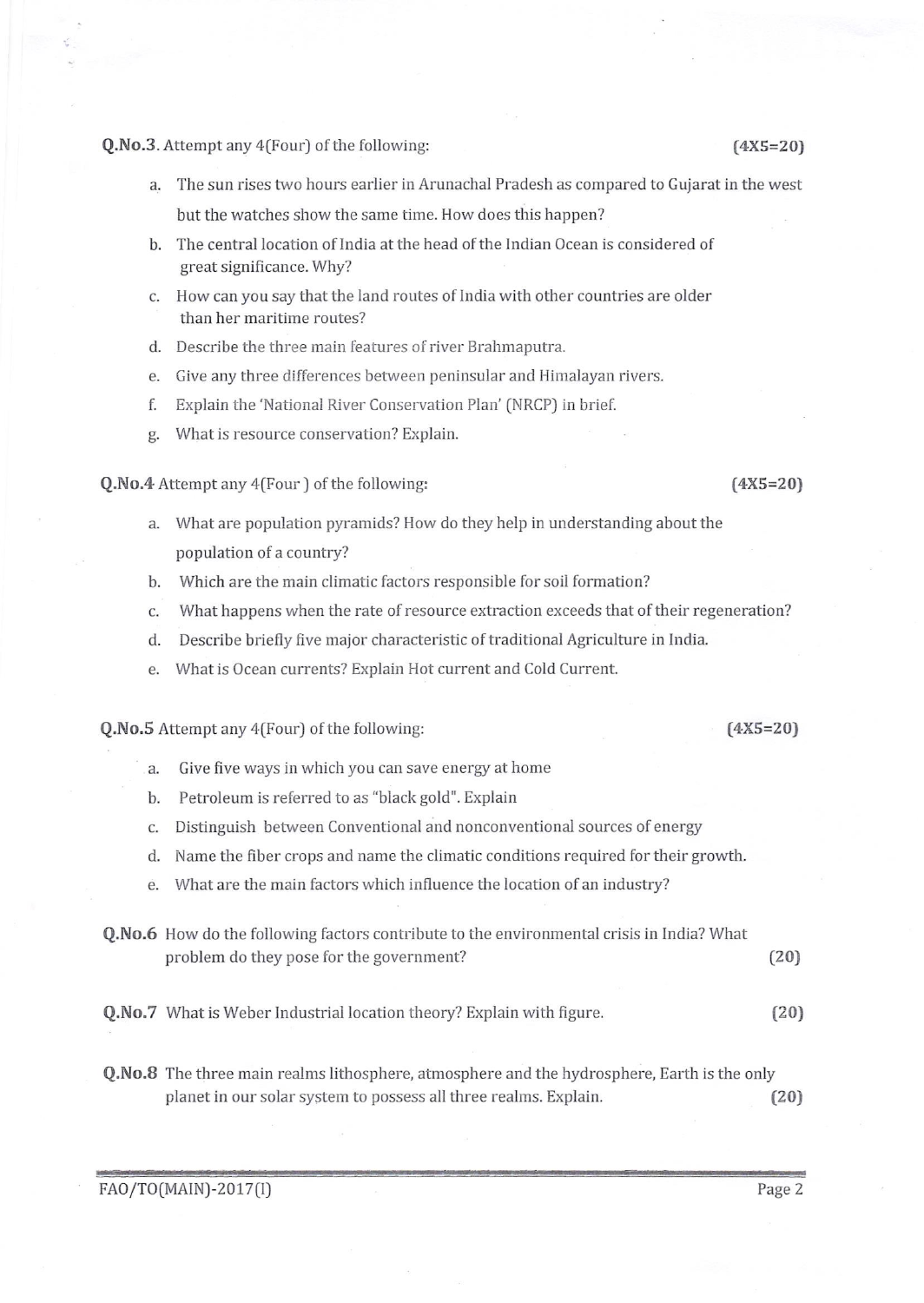**Q.No.3.** Attempt any 4(Four) of the following: **(4X5=20)**

a. The sun rises two hours earlier in Arunachal Pradesh as compared to Gujarat in the west but the watches show the same time. How does this happen?

b. The central location of India at the head of the Indian Ocean is considered of great significance. Why?

c. How can you say that the land routes of India with other countries are older than her maritime routes?

d. Describe the three main features of river Brahmaputra.

e. Give any three differences between peninsular and Himalayan rivers.

f. Explain the 'National River Conservation Plan' (NRCP) in brief.

g. What is resource conservation? Explain.

**Q.No.4** Attempt any 4(Four ) of the following: **(4X5=20)**

a. What are population pyramids? How do they help in understanding about the population of a country?

b. Which are the main climatic factors responsible for soil formation?

c. What happens when the rate of resource extraction exceeds that of their regeneration?

d. Describe briefly five major characteristic of traditional Agriculture in India.

e. What is Ocean currents? Explain Hot current and Cold Current.

**Q.No.5** Attempt any 4(Four) of the following: **(4X5=20)**

a. Give five ways in which you can save energy at home

b. Petroleum is referred to as "black gold". Explain

c. Distinguish between Conventional and nonconventional sources of energy

d. Name the fiber crops and name the climatic conditions required for their growth.

e. What are the main factors which influence the location of an industry?

**Q.No.6** How do the following factors contribute to the environmental crisis in India? What problem do they pose for the government? **(20)**

**Q.No.7** What is Weber Industrial location theory? Explain with figure. **(20)**

**Q.No.8** The three main realms lithosphere, atmosphere and the hydrosphere, Earth is the only planet in our solar system to possess all three realms. Explain. **(20)**

FAO/TO(MAIN)-2017(I)